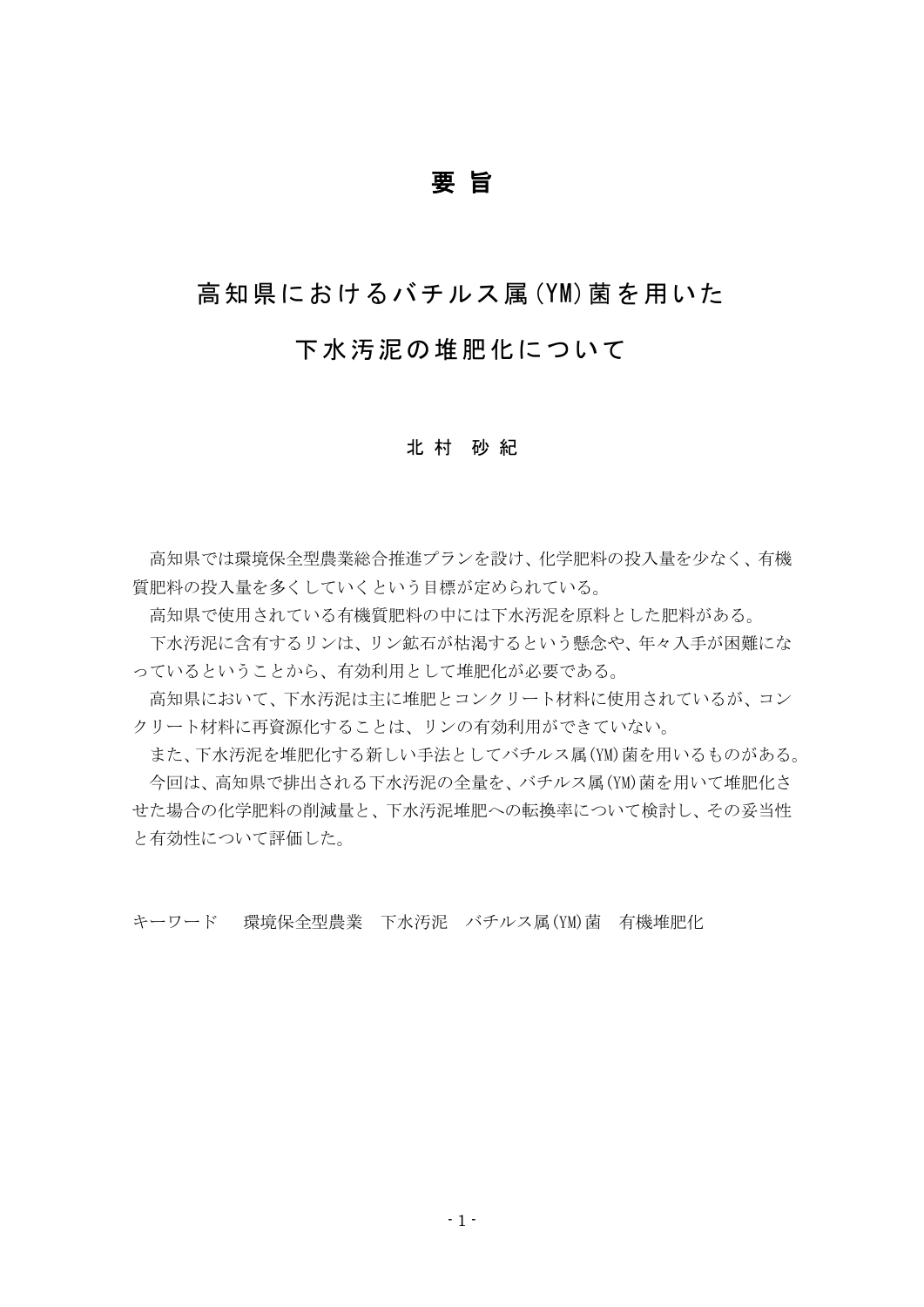# 要旨

## 高知県におけるバチルス属(YM)菌を用いた下水汚泥の堆肥化について

北村　砂紀

高知県では環境保全型農業総合推進プランを設け、化学肥料の投入量を少なく、有機質肥料の投入量を多くしていくという目標が定められている。

高知県で使用されている有機質肥料の中には下水汚泥を原料とした肥料がある。

下水汚泥に含有するリンは、リン鉱石が枯渇するという懸念や、年々入手が困難になっているということから、有効利用として堆肥化が必要である。

高知県において、下水汚泥は主に堆肥とコンクリート材料に使用されているが、コンクリート材料に再資源化することは、リンの有効利用ができていない。

また、下水汚泥を堆肥化する新しい手法としてバチルス属(YM)菌を用いるものがある。

今回は、高知県で排出される下水汚泥の全量を、バチルス属(YM)菌を用いて堆肥化させた場合の化学肥料の削減量と、下水汚泥堆肥への転換率について検討し、その妥当性と有効性について評価した。

キーワード　　環境保全型農業　下水汚泥　バチルス属(YM)菌　有機堆肥化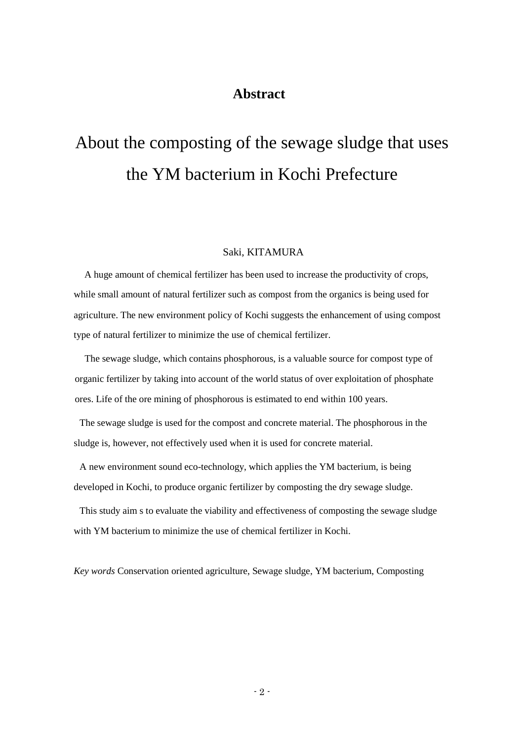## Abstract

# About the composting of the sewage sludge that uses the YM bacterium in Kochi Prefecture

Saki, KITAMURA

A huge amount of chemical fertilizer has been used to increase the productivity of crops, while small amount of natural fertilizer such as compost from the organics is being used for agriculture. The new environment policy of Kochi suggests the enhancement of using compost type of natural fertilizer to minimize the use of chemical fertilizer.

The sewage sludge, which contains phosphorous, is a valuable source for compost type of organic fertilizer by taking into account of the world status of over exploitation of phosphate ores. Life of the ore mining of phosphorous is estimated to end within 100 years.

The sewage sludge is used for the compost and concrete material. The phosphorous in the sludge is, however, not effectively used when it is used for concrete material.

A new environment sound eco-technology, which applies the YM bacterium, is being developed in Kochi, to produce organic fertilizer by composting the dry sewage sludge.

This study aim s to evaluate the viability and effectiveness of composting the sewage sludge with YM bacterium to minimize the use of chemical fertilizer in Kochi.

*Key words* Conservation oriented agriculture, Sewage sludge, YM bacterium, Composting